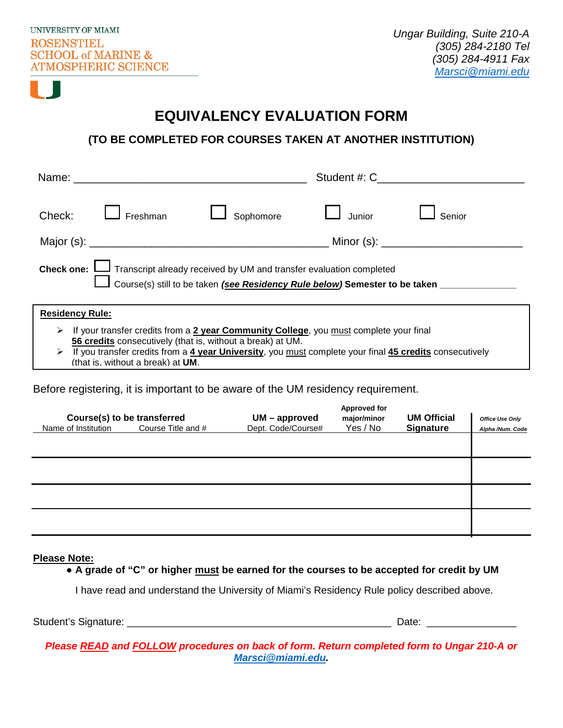UNIVERSITY OF MIAMI
ROSENSTIEL
SCHOOL of MARINE &
ATMOSPHERIC SCIENCE

*Ungar Building, Suite 210-A*
*(305) 284-2180 Tel*
*(305) 284-4911 Fax*
*Marsci@miami.edu*

# EQUIVALENCY EVALUATION FORM

## (TO BE COMPLETED FOR COURSES TAKEN AT ANOTHER INSTITUTION)

Name: ______________________________________ Student #: C______________________

Check: ☐ Freshman ☐ Sophomore ☐ Junior ☐ Senior

Major (s): ______________________________________ Minor (s): ______________________

**Check one:** ☐ Transcript already received by UM and transfer evaluation completed
☐ Course(s) still to be taken ***(see Residency Rule below)*** **Semester to be taken** ______________

**Residency Rule:**

- If your transfer credits from a **2 year Community College**, you must complete your final **56 credits** consecutively (that is, without a break) at UM.
- If you transfer credits from a **4 year University**, you must complete your final **45 credits** consecutively (that is, without a break) at **UM**.

Before registering, it is important to be aware of the UM residency requirement.

| Course(s) to be transferred<br>Name of Institution | Course Title and # | UM – approved<br>Dept. Code/Course# | Approved for major/minor<br>Yes / No | UM Official Signature | *Office Use Only*<br>*Alpha /Num. Code* |
|---|---|---|---|---|---|
| | | | | | |
| | | | | | |
| | | | | | |
| | | | | | |

**Please Note:**

- **A grade of "C" or higher must be earned for the courses to be accepted for credit by UM**

I have read and understand the University of Miami's Residency Rule policy described above.

Student's Signature: ________________________________________________ Date: _______________

***Please READ and FOLLOW procedures on back of form. Return completed form to Ungar 210-A or Marsci@miami.edu.***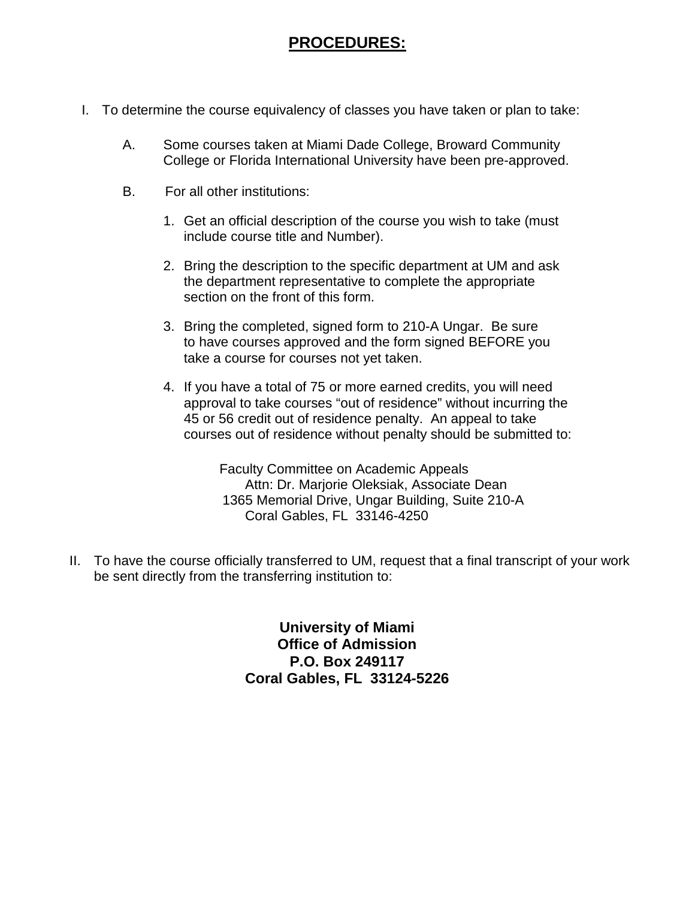# PROCEDURES:

I. To determine the course equivalency of classes you have taken or plan to take:

   A. Some courses taken at Miami Dade College, Broward Community College or Florida International University have been pre-approved.

   B. For all other institutions:

      1. Get an official description of the course you wish to take (must include course title and Number).
      2. Bring the description to the specific department at UM and ask the department representative to complete the appropriate section on the front of this form.
      3. Bring the completed, signed form to 210-A Ungar. Be sure to have courses approved and the form signed BEFORE you take a course for courses not yet taken.
      4. If you have a total of 75 or more earned credits, you will need approval to take courses "out of residence" without incurring the 45 or 56 credit out of residence penalty. An appeal to take courses out of residence without penalty should be submitted to:

         Faculty Committee on Academic Appeals
         Attn: Dr. Marjorie Oleksiak, Associate Dean
         1365 Memorial Drive, Ungar Building, Suite 210-A
         Coral Gables, FL 33146-4250

II. To have the course officially transferred to UM, request that a final transcript of your work be sent directly from the transferring institution to:

**University of Miami**
**Office of Admission**
**P.O. Box 249117**
**Coral Gables, FL 33124-5226**